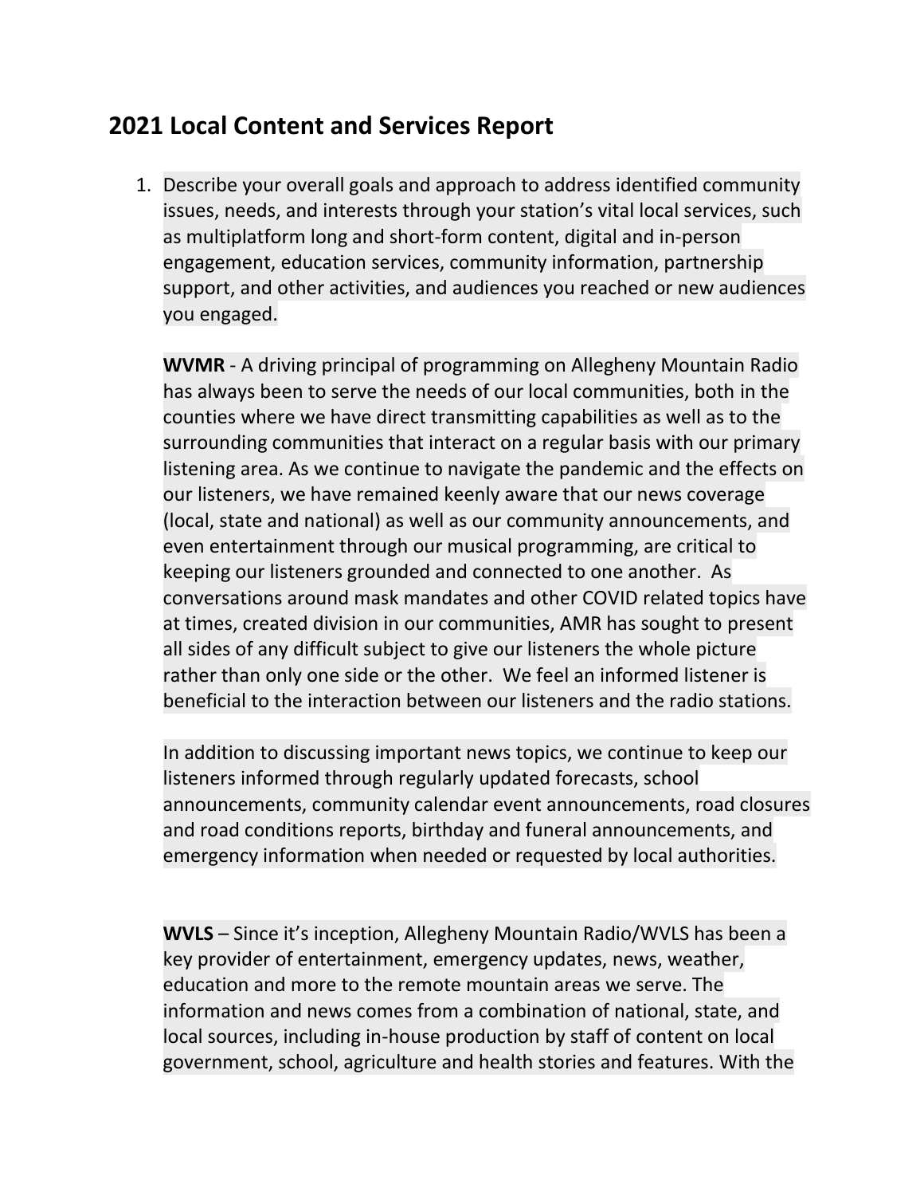## 2021 Local Content and Services Report

1. Describe your overall goals and approach to address identified community issues, needs, and interests through your station's vital local services, such as multiplatform long and short-form content, digital and in-person engagement, education services, community information, partnership support, and other activities, and audiences you reached or new audiences you engaged.

   **WVMR** - A driving principal of programming on Allegheny Mountain Radio has always been to serve the needs of our local communities, both in the counties where we have direct transmitting capabilities as well as to the surrounding communities that interact on a regular basis with our primary listening area. As we continue to navigate the pandemic and the effects on our listeners, we have remained keenly aware that our news coverage (local, state and national) as well as our community announcements, and even entertainment through our musical programming, are critical to keeping our listeners grounded and connected to one another. As conversations around mask mandates and other COVID related topics have at times, created division in our communities, AMR has sought to present all sides of any difficult subject to give our listeners the whole picture rather than only one side or the other. We feel an informed listener is beneficial to the interaction between our listeners and the radio stations.

   In addition to discussing important news topics, we continue to keep our listeners informed through regularly updated forecasts, school announcements, community calendar event announcements, road closures and road conditions reports, birthday and funeral announcements, and emergency information when needed or requested by local authorities.

   **WVLS** – Since it's inception, Allegheny Mountain Radio/WVLS has been a key provider of entertainment, emergency updates, news, weather, education and more to the remote mountain areas we serve. The information and news comes from a combination of national, state, and local sources, including in-house production by staff of content on local government, school, agriculture and health stories and features. With the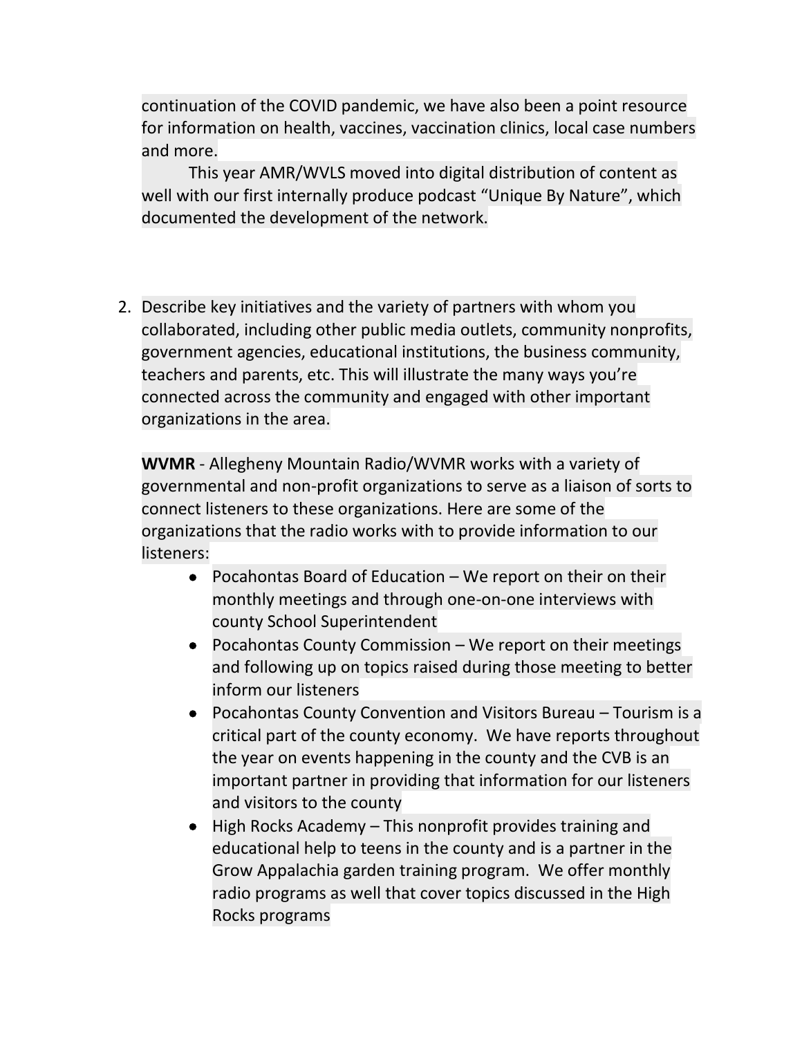continuation of the COVID pandemic, we have also been a point resource for information on health, vaccines, vaccination clinics, local case numbers and more.

This year AMR/WVLS moved into digital distribution of content as well with our first internally produce podcast "Unique By Nature", which documented the development of the network.

2. Describe key initiatives and the variety of partners with whom you collaborated, including other public media outlets, community nonprofits, government agencies, educational institutions, the business community, teachers and parents, etc. This will illustrate the many ways you're connected across the community and engaged with other important organizations in the area.

   **WVMR** - Allegheny Mountain Radio/WVMR works with a variety of governmental and non-profit organizations to serve as a liaison of sorts to connect listeners to these organizations. Here are some of the organizations that the radio works with to provide information to our listeners:

   - Pocahontas Board of Education – We report on their on their monthly meetings and through one-on-one interviews with county School Superintendent
   - Pocahontas County Commission – We report on their meetings and following up on topics raised during those meeting to better inform our listeners
   - Pocahontas County Convention and Visitors Bureau – Tourism is a critical part of the county economy. We have reports throughout the year on events happening in the county and the CVB is an important partner in providing that information for our listeners and visitors to the county
   - High Rocks Academy – This nonprofit provides training and educational help to teens in the county and is a partner in the Grow Appalachia garden training program. We offer monthly radio programs as well that cover topics discussed in the High Rocks programs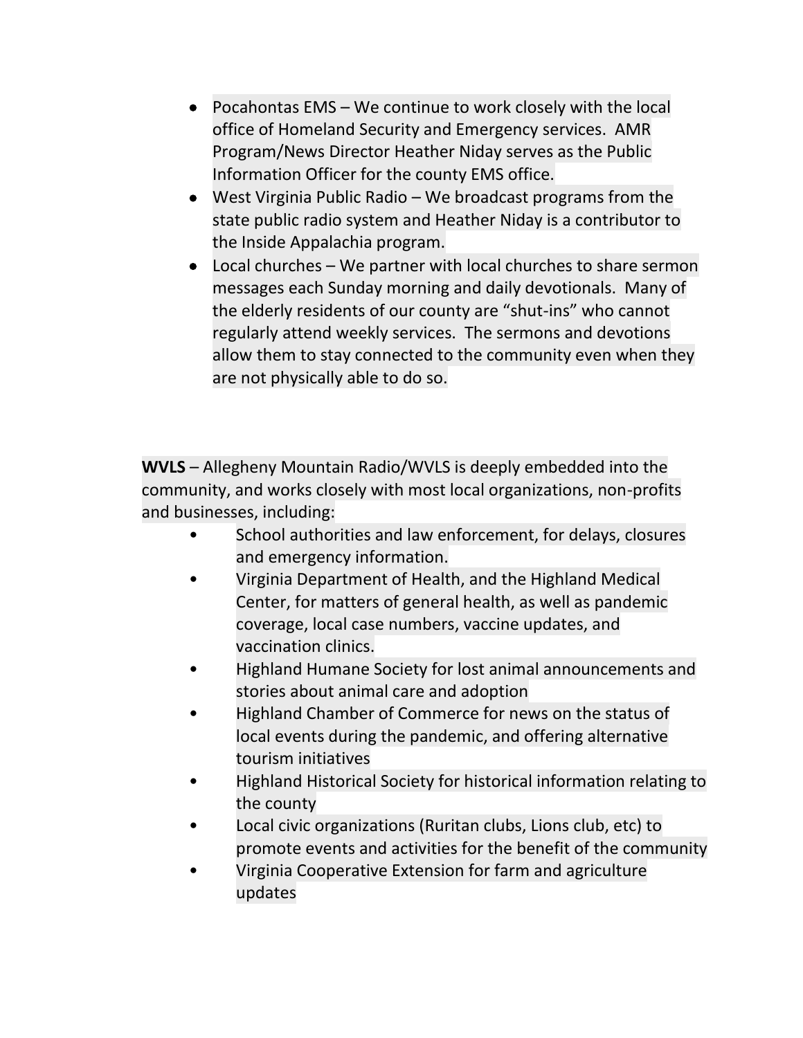- Pocahontas EMS – We continue to work closely with the local office of Homeland Security and Emergency services. AMR Program/News Director Heather Niday serves as the Public Information Officer for the county EMS office.
- West Virginia Public Radio – We broadcast programs from the state public radio system and Heather Niday is a contributor to the Inside Appalachia program.
- Local churches – We partner with local churches to share sermon messages each Sunday morning and daily devotionals. Many of the elderly residents of our county are "shut-ins" who cannot regularly attend weekly services. The sermons and devotions allow them to stay connected to the community even when they are not physically able to do so.

**WVLS** – Allegheny Mountain Radio/WVLS is deeply embedded into the community, and works closely with most local organizations, non-profits and businesses, including:

- School authorities and law enforcement, for delays, closures and emergency information.
- Virginia Department of Health, and the Highland Medical Center, for matters of general health, as well as pandemic coverage, local case numbers, vaccine updates, and vaccination clinics.
- Highland Humane Society for lost animal announcements and stories about animal care and adoption
- Highland Chamber of Commerce for news on the status of local events during the pandemic, and offering alternative tourism initiatives
- Highland Historical Society for historical information relating to the county
- Local civic organizations (Ruritan clubs, Lions club, etc) to promote events and activities for the benefit of the community
- Virginia Cooperative Extension for farm and agriculture updates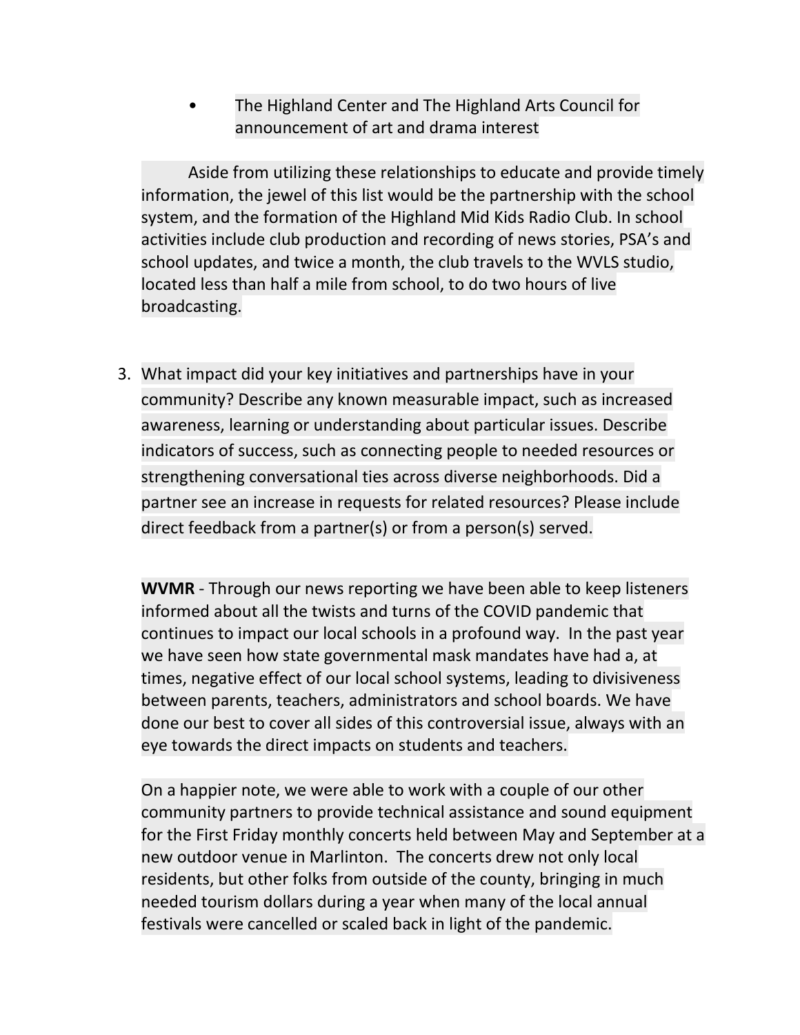- The Highland Center and The Highland Arts Council for announcement of art and drama interest

Aside from utilizing these relationships to educate and provide timely information, the jewel of this list would be the partnership with the school system, and the formation of the Highland Mid Kids Radio Club. In school activities include club production and recording of news stories, PSA's and school updates, and twice a month, the club travels to the WVLS studio, located less than half a mile from school, to do two hours of live broadcasting.

3. What impact did your key initiatives and partnerships have in your community? Describe any known measurable impact, such as increased awareness, learning or understanding about particular issues. Describe indicators of success, such as connecting people to needed resources or strengthening conversational ties across diverse neighborhoods. Did a partner see an increase in requests for related resources? Please include direct feedback from a partner(s) or from a person(s) served.

   **WVMR** - Through our news reporting we have been able to keep listeners informed about all the twists and turns of the COVID pandemic that continues to impact our local schools in a profound way. In the past year we have seen how state governmental mask mandates have had a, at times, negative effect of our local school systems, leading to divisiveness between parents, teachers, administrators and school boards. We have done our best to cover all sides of this controversial issue, always with an eye towards the direct impacts on students and teachers.

   On a happier note, we were able to work with a couple of our other community partners to provide technical assistance and sound equipment for the First Friday monthly concerts held between May and September at a new outdoor venue in Marlinton. The concerts drew not only local residents, but other folks from outside of the county, bringing in much needed tourism dollars during a year when many of the local annual festivals were cancelled or scaled back in light of the pandemic.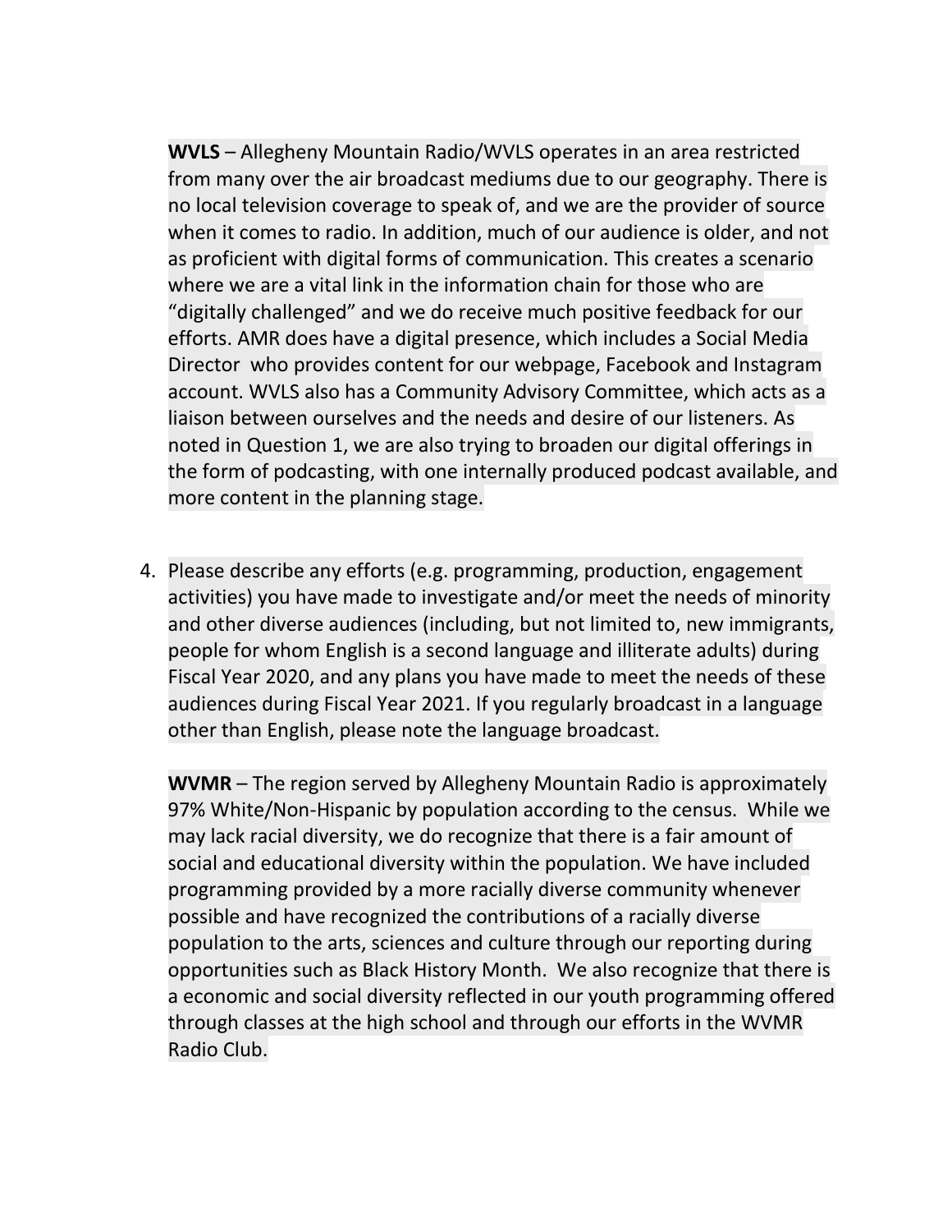**WVLS** – Allegheny Mountain Radio/WVLS operates in an area restricted from many over the air broadcast mediums due to our geography. There is no local television coverage to speak of, and we are the provider of source when it comes to radio. In addition, much of our audience is older, and not as proficient with digital forms of communication. This creates a scenario where we are a vital link in the information chain for those who are "digitally challenged" and we do receive much positive feedback for our efforts. AMR does have a digital presence, which includes a Social Media Director who provides content for our webpage, Facebook and Instagram account. WVLS also has a Community Advisory Committee, which acts as a liaison between ourselves and the needs and desire of our listeners. As noted in Question 1, we are also trying to broaden our digital offerings in the form of podcasting, with one internally produced podcast available, and more content in the planning stage.

4. Please describe any efforts (e.g. programming, production, engagement activities) you have made to investigate and/or meet the needs of minority and other diverse audiences (including, but not limited to, new immigrants, people for whom English is a second language and illiterate adults) during Fiscal Year 2020, and any plans you have made to meet the needs of these audiences during Fiscal Year 2021. If you regularly broadcast in a language other than English, please note the language broadcast.

   **WVMR** – The region served by Allegheny Mountain Radio is approximately 97% White/Non-Hispanic by population according to the census. While we may lack racial diversity, we do recognize that there is a fair amount of social and educational diversity within the population. We have included programming provided by a more racially diverse community whenever possible and have recognized the contributions of a racially diverse population to the arts, sciences and culture through our reporting during opportunities such as Black History Month. We also recognize that there is a economic and social diversity reflected in our youth programming offered through classes at the high school and through our efforts in the WVMR Radio Club.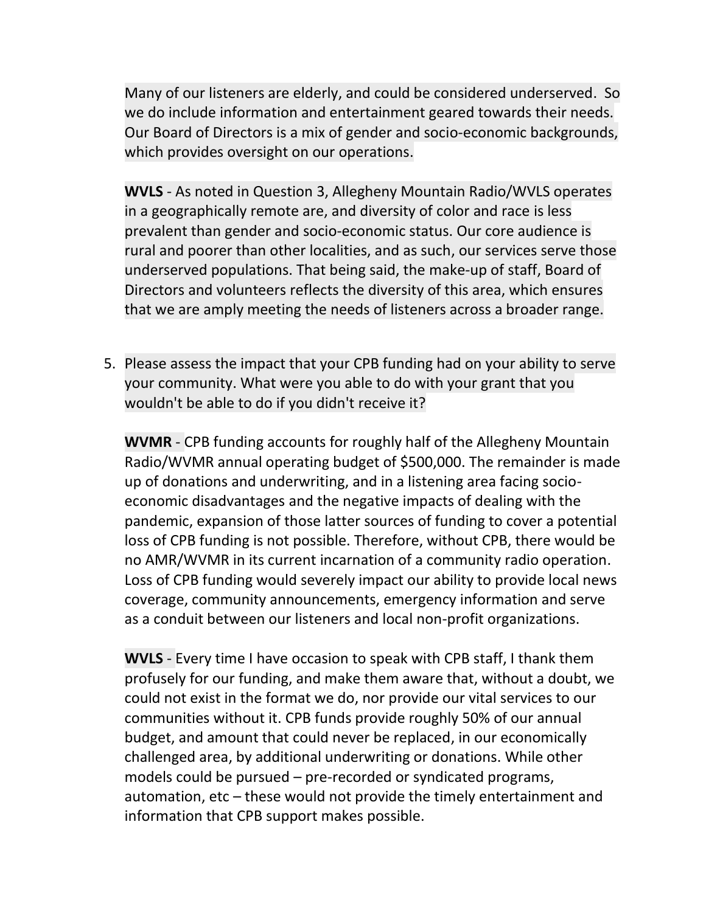Many of our listeners are elderly, and could be considered underserved. So we do include information and entertainment geared towards their needs. Our Board of Directors is a mix of gender and socio-economic backgrounds, which provides oversight on our operations.

**WVLS** - As noted in Question 3, Allegheny Mountain Radio/WVLS operates in a geographically remote are, and diversity of color and race is less prevalent than gender and socio-economic status. Our core audience is rural and poorer than other localities, and as such, our services serve those underserved populations. That being said, the make-up of staff, Board of Directors and volunteers reflects the diversity of this area, which ensures that we are amply meeting the needs of listeners across a broader range.

5. Please assess the impact that your CPB funding had on your ability to serve your community. What were you able to do with your grant that you wouldn't be able to do if you didn't receive it?

   **WVMR** - CPB funding accounts for roughly half of the Allegheny Mountain Radio/WVMR annual operating budget of $500,000. The remainder is made up of donations and underwriting, and in a listening area facing socio-economic disadvantages and the negative impacts of dealing with the pandemic, expansion of those latter sources of funding to cover a potential loss of CPB funding is not possible. Therefore, without CPB, there would be no AMR/WVMR in its current incarnation of a community radio operation. Loss of CPB funding would severely impact our ability to provide local news coverage, community announcements, emergency information and serve as a conduit between our listeners and local non-profit organizations.

   **WVLS** - Every time I have occasion to speak with CPB staff, I thank them profusely for our funding, and make them aware that, without a doubt, we could not exist in the format we do, nor provide our vital services to our communities without it. CPB funds provide roughly 50% of our annual budget, and amount that could never be replaced, in our economically challenged area, by additional underwriting or donations. While other models could be pursued – pre-recorded or syndicated programs, automation, etc – these would not provide the timely entertainment and information that CPB support makes possible.